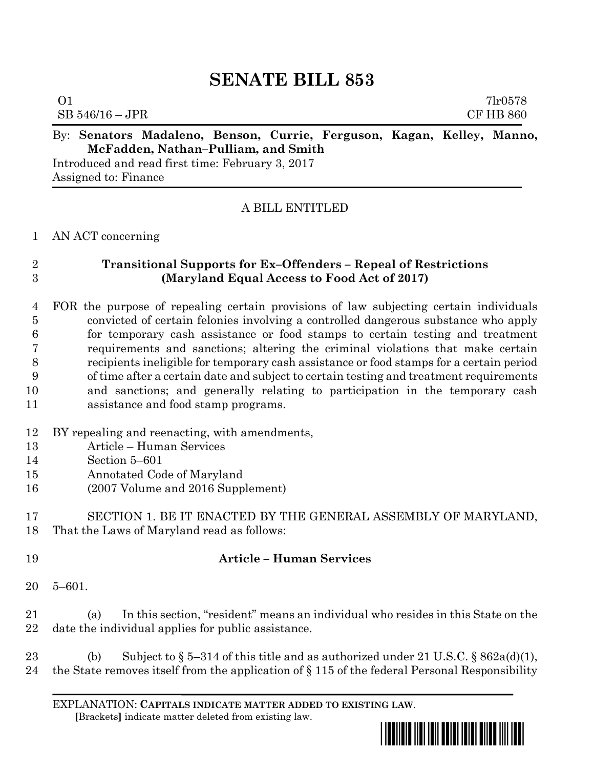# SENATE BILL 853

O1 7lr0578
SB 546/16 – JPR CF HB 860

By: **Senators Madaleno, Benson, Currie, Ferguson, Kagan, Kelley, Manno, McFadden, Nathan–Pulliam, and Smith**

Introduced and read first time: February 3, 2017
Assigned to: Finance

A BILL ENTITLED

1 AN ACT concerning

2 **Transitional Supports for Ex–Offenders – Repeal of Restrictions**
3 **(Maryland Equal Access to Food Act of 2017)**

4 FOR the purpose of repealing certain provisions of law subjecting certain individuals
5 convicted of certain felonies involving a controlled dangerous substance who apply
6 for temporary cash assistance or food stamps to certain testing and treatment
7 requirements and sanctions; altering the criminal violations that make certain
8 recipients ineligible for temporary cash assistance or food stamps for a certain period
9 of time after a certain date and subject to certain testing and treatment requirements
10 and sanctions; and generally relating to participation in the temporary cash
11 assistance and food stamp programs.

12 BY repealing and reenacting, with amendments,
13 Article – Human Services
14 Section 5–601
15 Annotated Code of Maryland
16 (2007 Volume and 2016 Supplement)

17 SECTION 1. BE IT ENACTED BY THE GENERAL ASSEMBLY OF MARYLAND,
18 That the Laws of Maryland read as follows:

19 **Article – Human Services**

20 5–601.

21 (a) In this section, "resident" means an individual who resides in this State on the
22 date the individual applies for public assistance.

23 (b) Subject to § 5–314 of this title and as authorized under 21 U.S.C. § 862a(d)(1),
24 the State removes itself from the application of § 115 of the federal Personal Responsibility

EXPLANATION: **CAPITALS INDICATE MATTER ADDED TO EXISTING LAW**.
**[**Brackets**]** indicate matter deleted from existing law.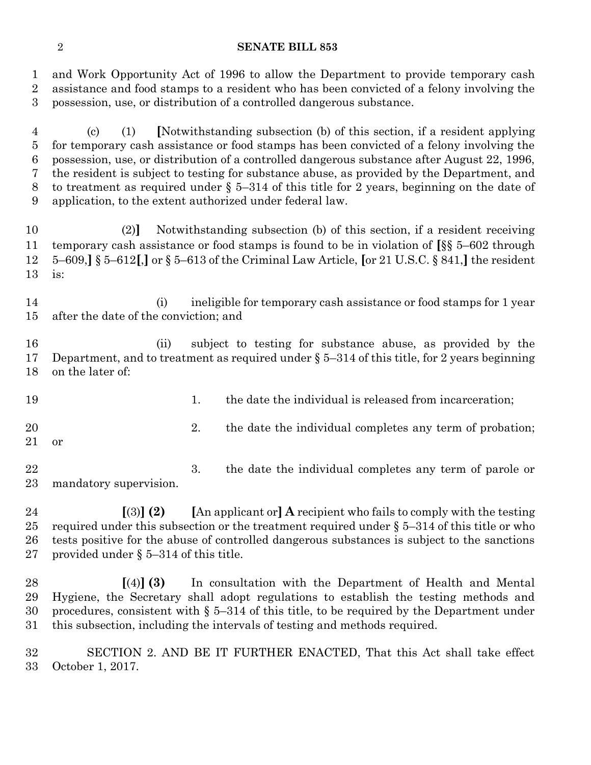and Work Opportunity Act of 1996 to allow the Department to provide temporary cash assistance and food stamps to a resident who has been convicted of a felony involving the possession, use, or distribution of a controlled dangerous substance.

(c) (1) **[**Notwithstanding subsection (b) of this section, if a resident applying for temporary cash assistance or food stamps has been convicted of a felony involving the possession, use, or distribution of a controlled dangerous substance after August 22, 1996, the resident is subject to testing for substance abuse, as provided by the Department, and to treatment as required under § 5–314 of this title for 2 years, beginning on the date of application, to the extent authorized under federal law.

(2)**]** Notwithstanding subsection (b) of this section, if a resident receiving temporary cash assistance or food stamps is found to be in violation of **[**§§ 5–602 through 5–609,**]** § 5–612**[**,**]** or § 5–613 of the Criminal Law Article, **[**or 21 U.S.C. § 841,**]** the resident is:

(i) ineligible for temporary cash assistance or food stamps for 1 year after the date of the conviction; and

(ii) subject to testing for substance abuse, as provided by the Department, and to treatment as required under § 5–314 of this title, for 2 years beginning on the later of:

1. the date the individual is released from incarceration;

2. the date the individual completes any term of probation; or

3. the date the individual completes any term of parole or mandatory supervision.

**[**(3)**] (2)** **[**An applicant or**] A** recipient who fails to comply with the testing required under this subsection or the treatment required under § 5–314 of this title or who tests positive for the abuse of controlled dangerous substances is subject to the sanctions provided under § 5–314 of this title.

**[**(4)**] (3)** In consultation with the Department of Health and Mental Hygiene, the Secretary shall adopt regulations to establish the testing methods and procedures, consistent with § 5–314 of this title, to be required by the Department under this subsection, including the intervals of testing and methods required.

SECTION 2. AND BE IT FURTHER ENACTED, That this Act shall take effect October 1, 2017.